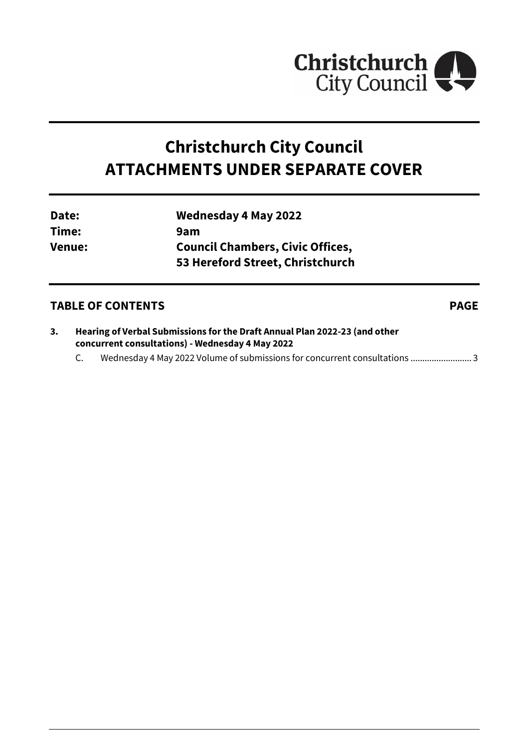Christchurch City Council

# Christchurch City Council
# ATTACHMENTS UNDER SEPARATE COVER

| | |
|---|---|
| **Date:** | **Wednesday 4 May 2022** |
| **Time:** | **9am** |
| **Venue:** | **Council Chambers, Civic Offices, 53 Hereford Street, Christchurch** |

## TABLE OF CONTENTS **PAGE**

**3. Hearing of Verbal Submissions for the Draft Annual Plan 2022-23 (and other concurrent consultations) - Wednesday 4 May 2022**

C. Wednesday 4 May 2022 Volume of submissions for concurrent consultations .......................... 3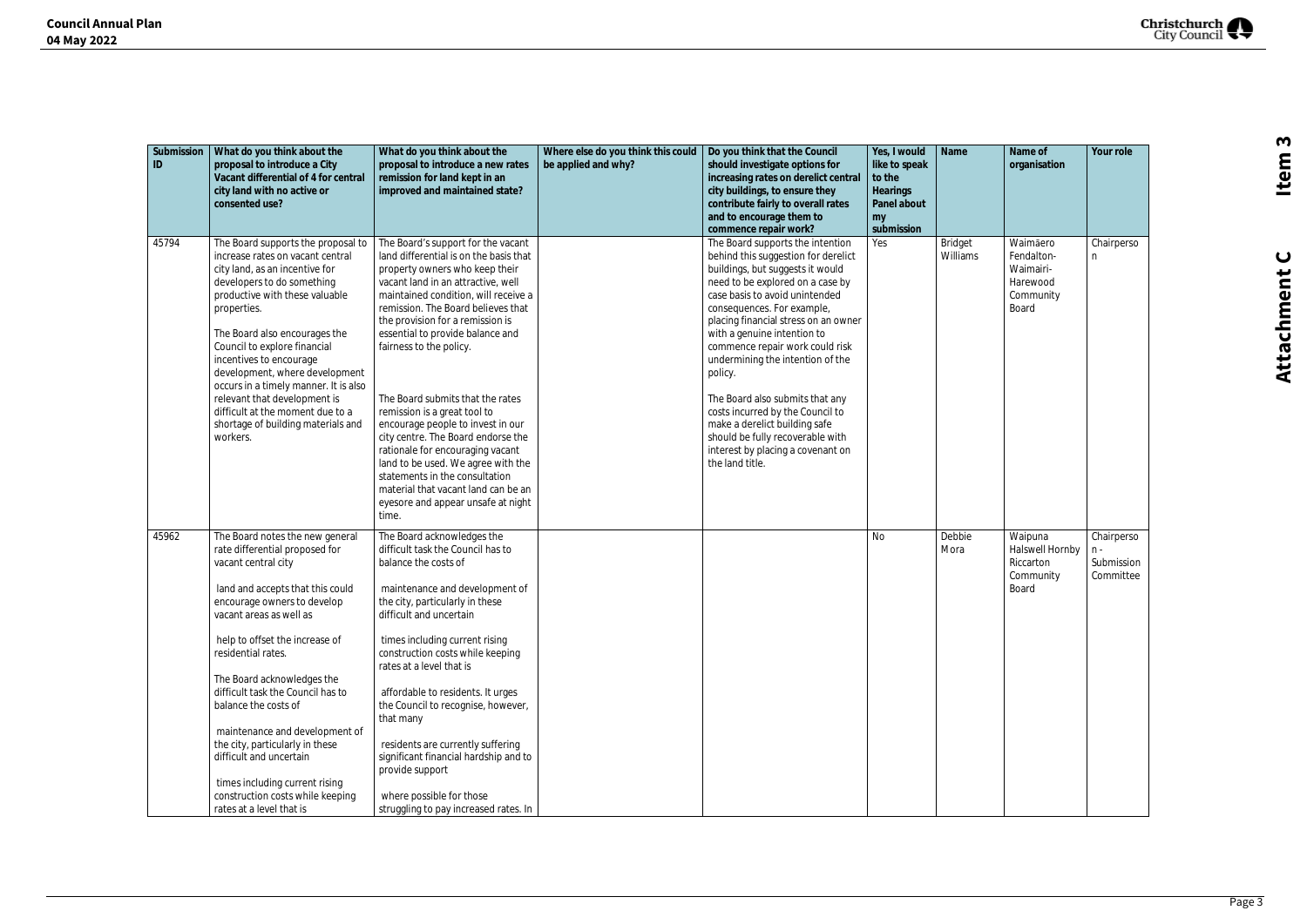| Submission ID | What do you think about the proposal to introduce a City Vacant differential of 4 for central city land with no active or consented use? | What do you think about the proposal to introduce a new rates remission for land kept in an improved and maintained state? | Where else do you think this could be applied and why? | Do you think that the Council should investigate options for increasing rates on derelict central city buildings, to ensure they contribute fairly to overall rates and to encourage them to commence repair work? | Yes, I would like to speak to the Hearings Panel about my submission | Name | Name of organisation | Your role |
|---|---|---|---|---|---|---|---|---|
| 45794 | The Board supports the proposal to increase rates on vacant central city land, as an incentive for developers to do something productive with these valuable properties.<br><br>The Board also encourages the Council to explore financial incentives to encourage development, where development occurs in a timely manner. It is also relevant that development is difficult at the moment due to a shortage of building materials and workers. | The Board's support for the vacant land differential is on the basis that property owners who keep their vacant land in an attractive, well maintained condition, will receive a remission. The Board believes that the provision for a remission is essential to provide balance and fairness to the policy.<br><br>The Board submits that the rates remission is a great tool to encourage people to invest in our city centre. The Board endorse the rationale for encouraging vacant land to be used. We agree with the statements in the consultation material that vacant land can be an eyesore and appear unsafe at night time. | | The Board supports the intention behind this suggestion for derelict buildings, but suggests it would need to be explored on a case by case basis to avoid unintended consequences. For example, placing financial stress on an owner with a genuine intention to commence repair work could risk undermining the intention of the policy.<br><br>The Board also submits that any costs incurred by the Council to make a derelict building safe should be fully recoverable with interest by placing a covenant on the land title. | Yes | Bridget Williams | Waimāero Fendalton-Waimairi-Harewood Community Board | Chairperson |
| 45962 | The Board notes the new general rate differential proposed for vacant central city<br><br>land and accepts that this could encourage owners to develop vacant areas as well as<br><br>help to offset the increase of residential rates.<br><br>The Board acknowledges the difficult task the Council has to balance the costs of<br><br>maintenance and development of the city, particularly in these difficult and uncertain<br><br>times including current rising construction costs while keeping rates at a level that is | The Board acknowledges the difficult task the Council has to balance the costs of<br><br>maintenance and development of the city, particularly in these difficult and uncertain<br><br>times including current rising construction costs while keeping rates at a level that is<br><br>affordable to residents. It urges the Council to recognise, however, that many<br><br>residents are currently suffering significant financial hardship and to provide support<br><br>where possible for those struggling to pay increased rates. In | | | No | Debbie Mora | Waipuna Halswell Hornby Riccarton Community Board | Chairperson - Submission Committee |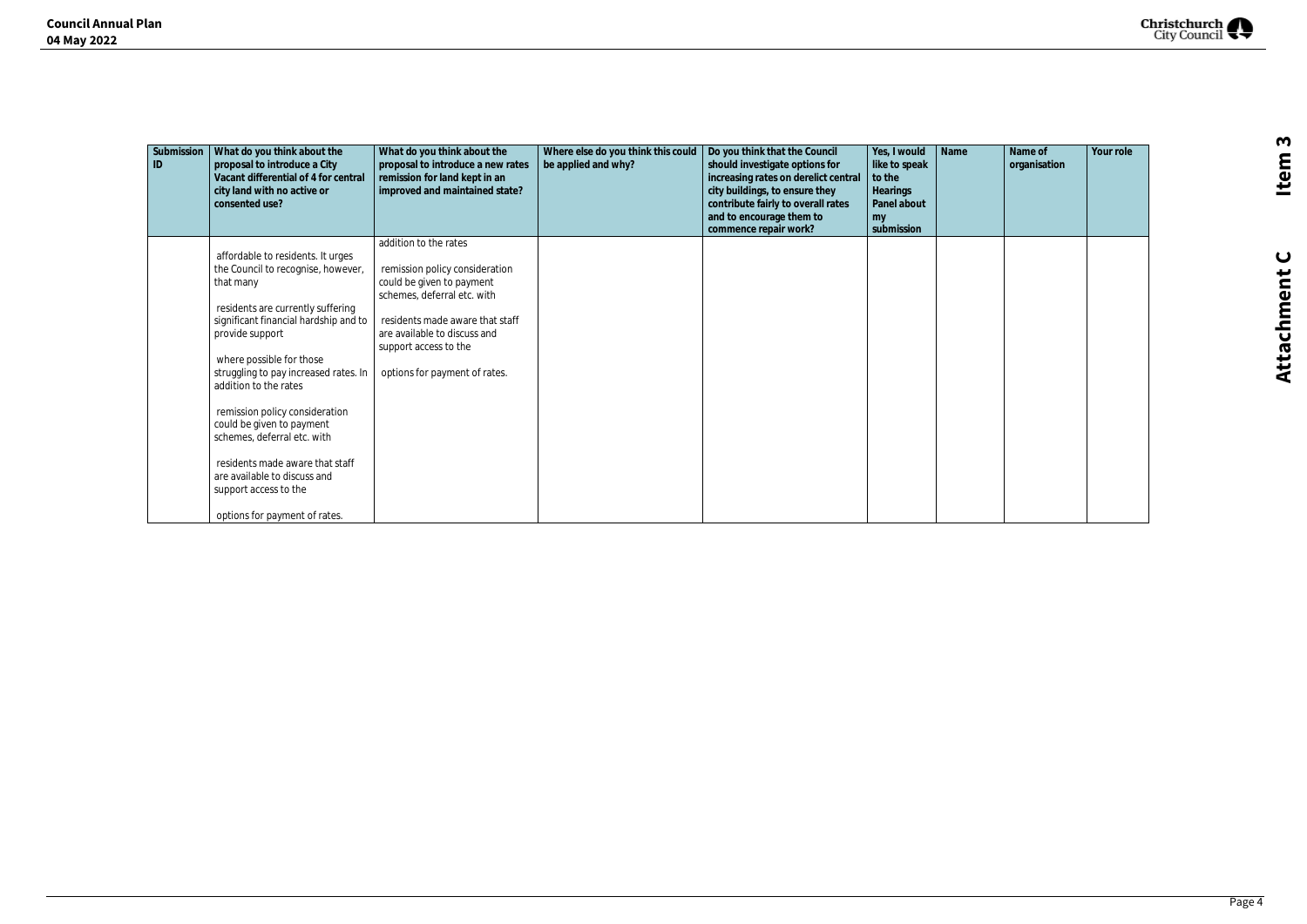| Submission ID | What do you think about the proposal to introduce a City Vacant differential of 4 for central city land with no active or consented use? | What do you think about the proposal to introduce a new rates remission for land kept in an improved and maintained state? | Where else do you think this could be applied and why? | Do you think that the Council should investigate options for increasing rates on derelict central city buildings, to ensure they contribute fairly to overall rates and to encourage them to commence repair work? | Yes, I would like to speak to the Hearings Panel about my submission | Name | Name of organisation | Your role |
|---|---|---|---|---|---|---|---|---|
| | affordable to residents. It urges the Council to recognise, however, that many<br><br>residents are currently suffering significant financial hardship and to provide support<br><br>where possible for those struggling to pay increased rates. In addition to the rates<br><br>remission policy consideration could be given to payment schemes, deferral etc. with<br><br>residents made aware that staff are available to discuss and support access to the<br><br>options for payment of rates. | addition to the rates<br><br>remission policy consideration could be given to payment schemes, deferral etc. with<br><br>residents made aware that staff are available to discuss and support access to the<br><br>options for payment of rates. | | | | | | |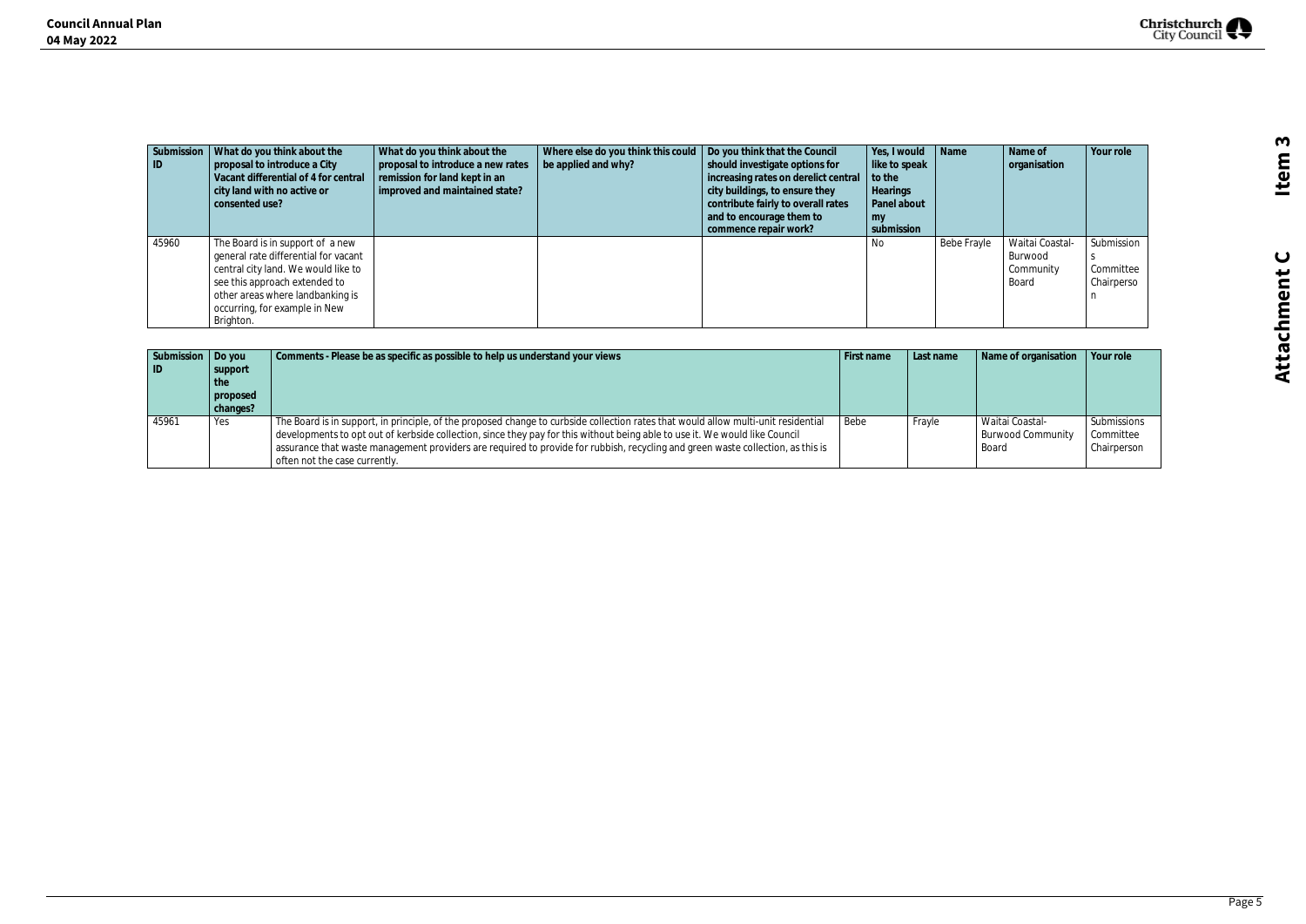| Submission ID | What do you think about the proposal to introduce a City Vacant differential of 4 for central city land with no active or consented use? | What do you think about the proposal to introduce a new rates remission for land kept in an improved and maintained state? | Where else do you think this could be applied and why? | Do you think that the Council should investigate options for increasing rates on derelict central city buildings, to ensure they contribute fairly to overall rates and to encourage them to commence repair work? | Yes, I would like to speak to the Hearings Panel about my submission | Name | Name of organisation | Your role |
|---|---|---|---|---|---|---|---|---|
| 45960 | The Board is in support of a new general rate differential for vacant central city land. We would like to see this approach extended to other areas where landbanking is occurring, for example in New Brighton. | | | | No | Bebe Frayle | Waitai Coastal-Burwood Community Board | Submissions Committee Chairperson |

| Submission ID | Do you support the proposed changes? | Comments - Please be as specific as possible to help us understand your views | First name | Last name | Name of organisation | Your role |
|---|---|---|---|---|---|---|
| 45961 | Yes | The Board is in support, in principle, of the proposed change to curbside collection rates that would allow multi-unit residential developments to opt out of kerbside collection, since they pay for this without being able to use it. We would like Council assurance that waste management providers are required to provide for rubbish, recycling and green waste collection, as this is often not the case currently. | Bebe | Frayle | Waitai Coastal-Burwood Community Board | Submissions Committee Chairperson |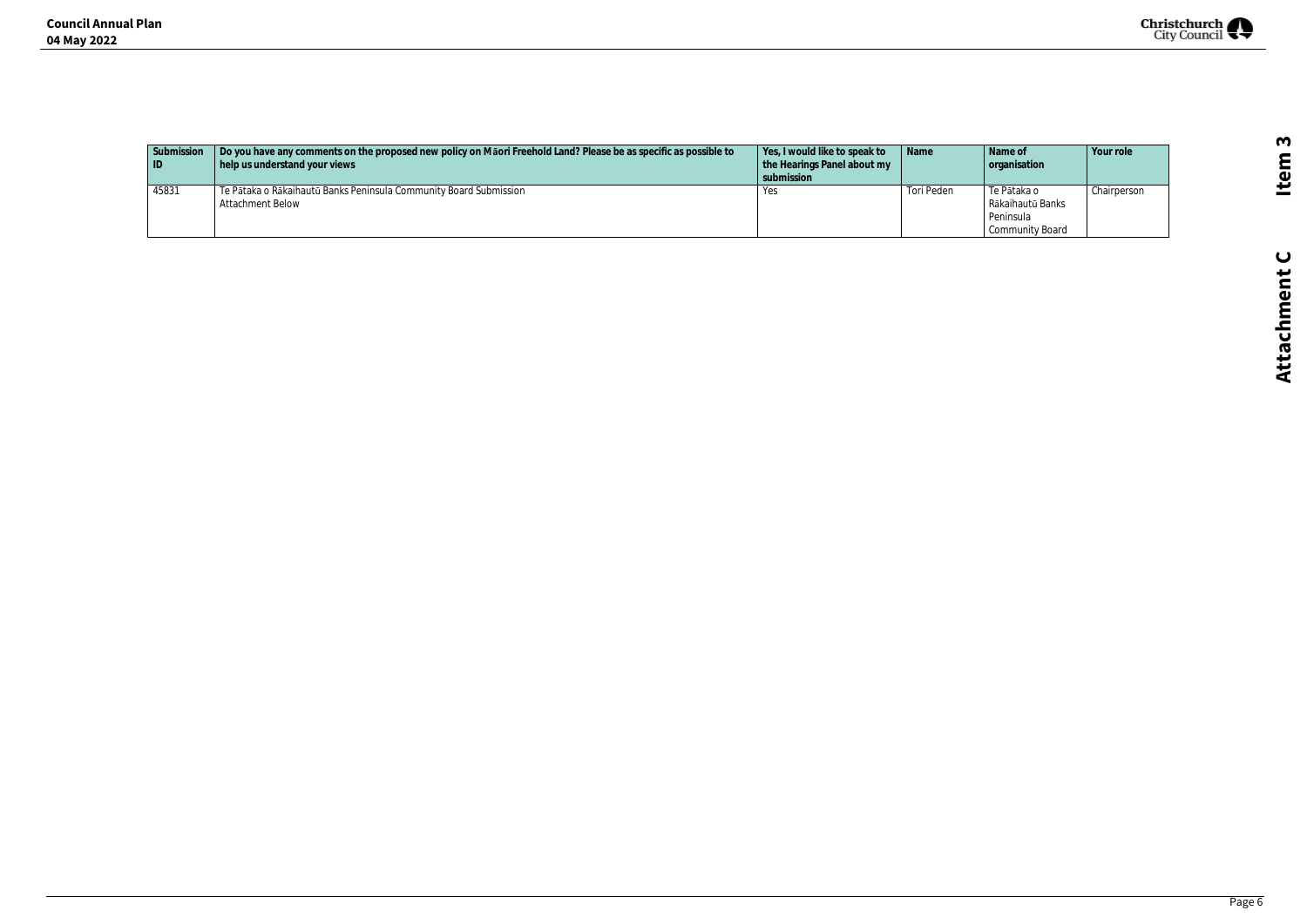| Submission ID | Do you have any comments on the proposed new policy on Māori Freehold Land? Please be as specific as possible to help us understand your views | Yes, I would like to speak to the Hearings Panel about my submission | Name | Name of organisation | Your role |
|---|---|---|---|---|---|
| 45831 | Te Pātaka o Rākaihautū Banks Peninsula Community Board Submission<br>Attachment Below | Yes | Tori Peden | Te Pātaka o Rākaihautū Banks Peninsula Community Board | Chairperson |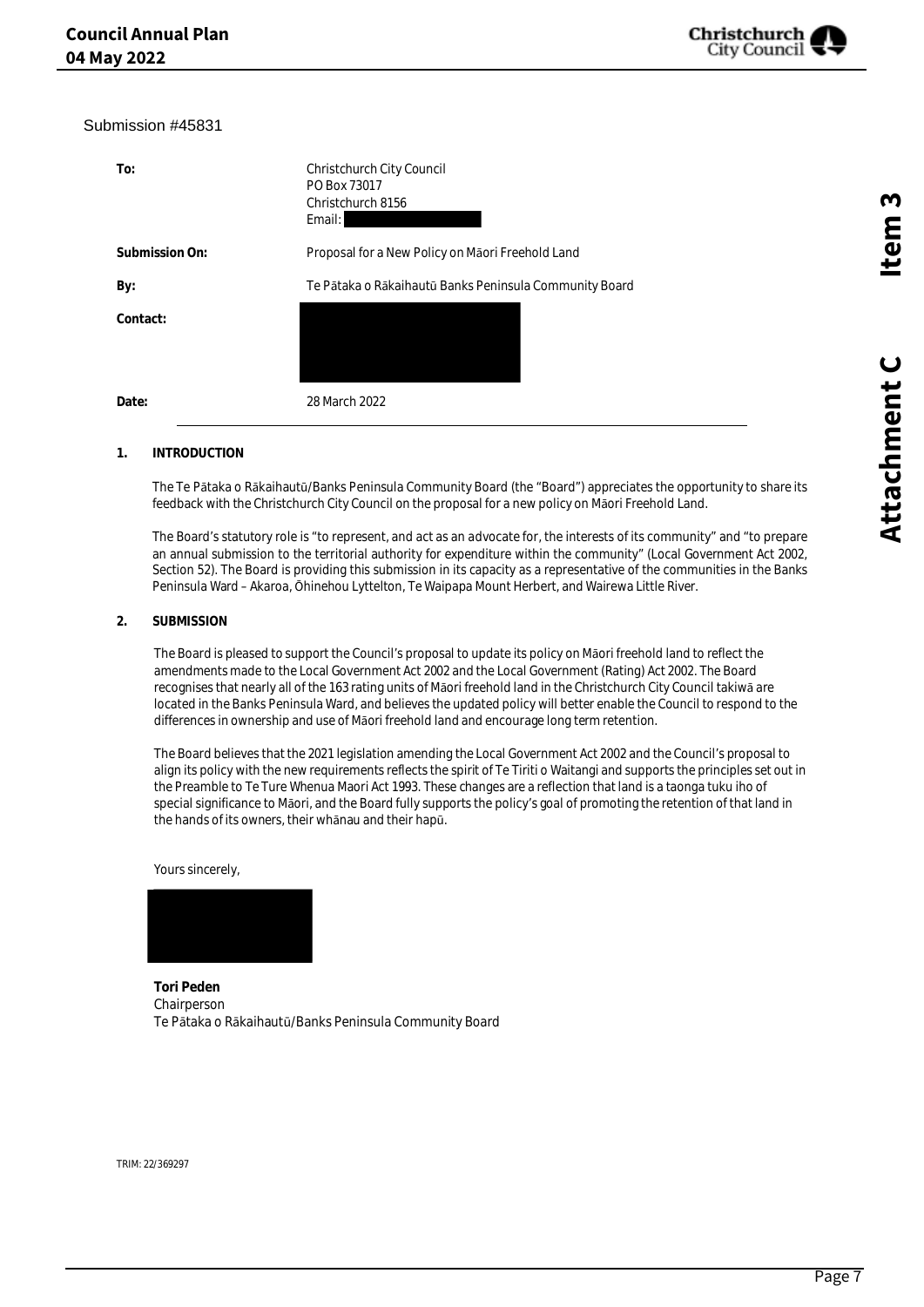Submission #45831

| | |
|---|---|
| **To:** | Christchurch City Council<br>PO Box 73017<br>Christchurch 8156<br>Email: |
| **Submission On:** | Proposal for a New Policy on Māori Freehold Land |
| **By:** | Te Pātaka o Rākaihautū Banks Peninsula Community Board |
| **Contact:** | |
| **Date:** | 28 March 2022 |

## 1. INTRODUCTION

The Te Pātaka o Rākaihautū/Banks Peninsula Community Board (the "Board") appreciates the opportunity to share its feedback with the Christchurch City Council on the proposal for a new policy on Māori Freehold Land.

The Board's statutory role is "to represent, and act as an advocate for, the interests of its community" and "to prepare an annual submission to the territorial authority for expenditure within the community" (Local Government Act 2002, Section 52). The Board is providing this submission in its capacity as a representative of the communities in the Banks Peninsula Ward – Akaroa, Ōhinehou Lyttelton, Te Waipapa Mount Herbert, and Wairewa Little River.

## 2. SUBMISSION

The Board is pleased to support the Council's proposal to update its policy on Māori freehold land to reflect the amendments made to the Local Government Act 2002 and the Local Government (Rating) Act 2002. The Board recognises that nearly all of the 163 rating units of Māori freehold land in the Christchurch City Council takiwā are located in the Banks Peninsula Ward, and believes the updated policy will better enable the Council to respond to the differences in ownership and use of Māori freehold land and encourage long term retention.

The Board believes that the 2021 legislation amending the Local Government Act 2002 and the Council's proposal to align its policy with the new requirements reflects the spirit of Te Tiriti o Waitangi and supports the principles set out in the Preamble to Te Ture Whenua Maori Act 1993. These changes are a reflection that land is a taonga tuku iho of special significance to Māori, and the Board fully supports the policy's goal of promoting the retention of that land in the hands of its owners, their whānau and their hapū.

Yours sincerely,

**Tori Peden**
Chairperson
Te Pātaka o Rākaihautū/Banks Peninsula Community Board

TRIM: 22/369297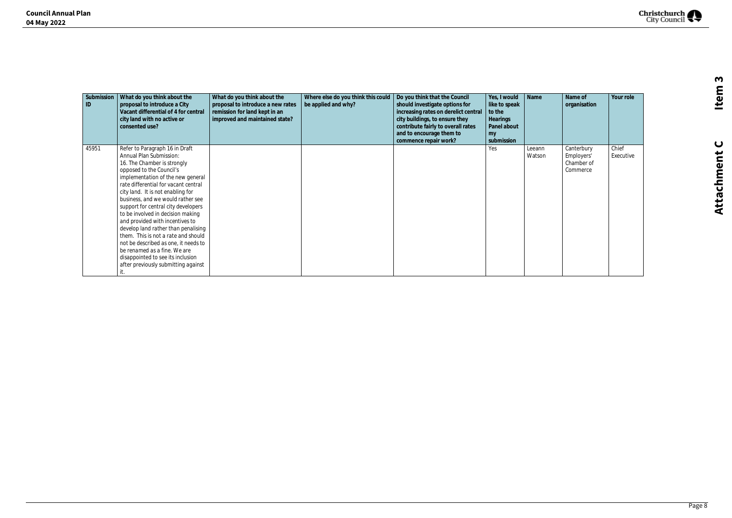| Submission ID | What do you think about the proposal to introduce a City Vacant differential of 4 for central city land with no active or consented use? | What do you think about the proposal to introduce a new rates remission for land kept in an improved and maintained state? | Where else do you think this could be applied and why? | Do you think that the Council should investigate options for increasing rates on derelict central city buildings, to ensure they contribute fairly to overall rates and to encourage them to commence repair work? | Yes, I would like to speak to the Hearings Panel about my submission | Name | Name of organisation | Your role |
|---|---|---|---|---|---|---|---|---|
| 45951 | Refer to Paragraph 16 in Draft Annual Plan Submission: 16. The Chamber is strongly opposed to the Council's implementation of the new general rate differential for vacant central city land. It is not enabling for business, and we would rather see support for central city developers to be involved in decision making and provided with incentives to develop land rather than penalising them. This is not a rate and should not be described as one, it needs to be renamed as a fine. We are disappointed to see its inclusion after previously submitting against it. | | | | Yes | Leeann Watson | Canterbury Employers' Chamber of Commerce | Chief Executive |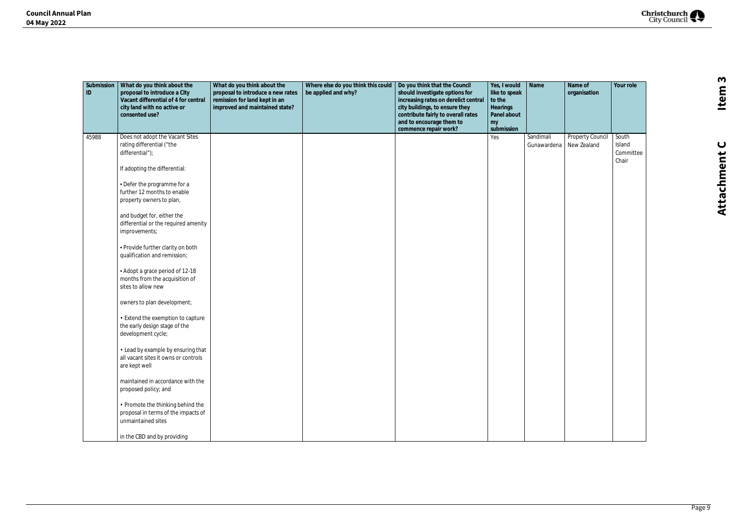| Submission ID | What do you think about the proposal to introduce a City Vacant differential of 4 for central city land with no active or consented use? | What do you think about the proposal to introduce a new rates remission for land kept in an improved and maintained state? | Where else do you think this could be applied and why? | Do you think that the Council should investigate options for increasing rates on derelict central city buildings, to ensure they contribute fairly to overall rates and to encourage them to commence repair work? | Yes, I would like to speak to the Hearings Panel about my submission | Name | Name of organisation | Your role |
|---|---|---|---|---|---|---|---|---|
| 45988 | Does not adopt the Vacant Sites rating differential ("the differential");<br><br>If adopting the differential:<br><br>• Defer the programme for a further 12 months to enable property owners to plan,<br><br>and budget for, either the differential or the required amenity improvements;<br><br>• Provide further clarity on both qualification and remission;<br><br>• Adopt a grace period of 12-18 months from the acquisition of sites to allow new<br><br>owners to plan development;<br><br>• Extend the exemption to capture the early design stage of the development cycle;<br><br>• Lead by example by ensuring that all vacant sites it owns or controls are kept well<br><br>maintained in accordance with the proposed policy; and<br><br>• Promote the thinking behind the proposal in terms of the impacts of unmaintained sites<br><br>in the CBD and by providing | | | | Yes | Sandimali Gunawardena | Property Council New Zealand | South Island Committee Chair |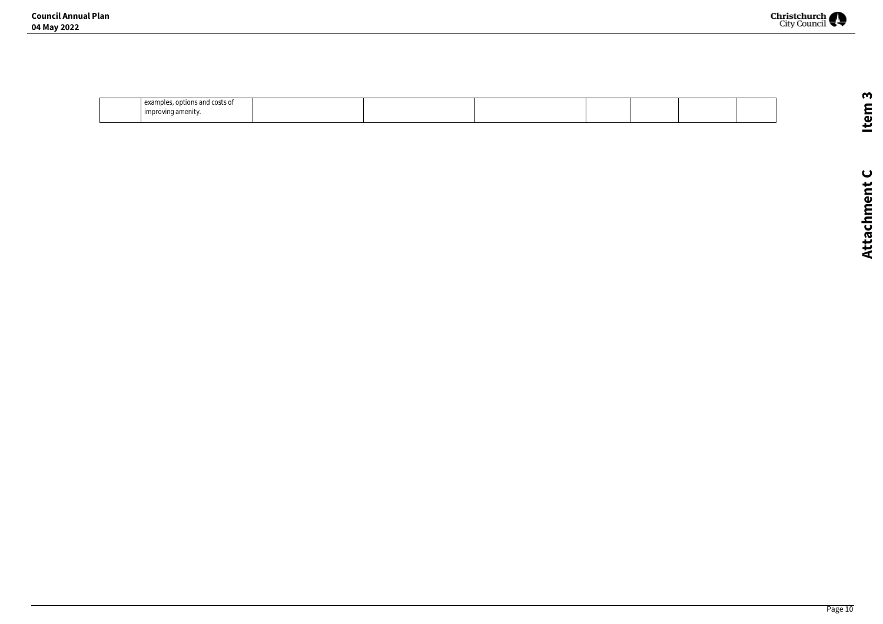| | | | | | | | | |
|---|---|---|---|---|---|---|---|---|
| | examples, options and costs of improving amenity. | | | | | | | |